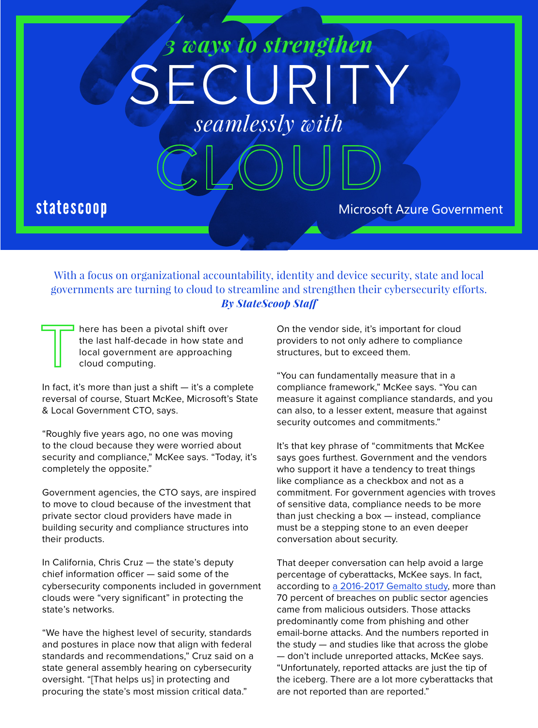# *3 ways to strengthen* SECURITY *seamlessly with* CLOUD

statescoop

Microsoft Azure Government

With a focus on organizational accountability, identity and device security, state and local governments are turning to cloud to streamline and strengthen their cybersecurity efforts.

***By StateScoop Staff***

There has been a pivotal shift over the last half-decade in how state and local government are approaching cloud computing.

In fact, it's more than just a shift — it's a complete reversal of course, Stuart McKee, Microsoft's State & Local Government CTO, says.

"Roughly five years ago, no one was moving to the cloud because they were worried about security and compliance," McKee says. "Today, it's completely the opposite."

Government agencies, the CTO says, are inspired to move to cloud because of the investment that private sector cloud providers have made in building security and compliance structures into their products.

In California, Chris Cruz — the state's deputy chief information officer — said some of the cybersecurity components included in government clouds were "very significant" in protecting the state's networks.

"We have the highest level of security, standards and postures in place now that align with federal standards and recommendations," Cruz said on a state general assembly hearing on cybersecurity oversight. "[That helps us] in protecting and procuring the state's most mission critical data."

On the vendor side, it's important for cloud providers to not only adhere to compliance structures, but to exceed them.

"You can fundamentally measure that in a compliance framework," McKee says. "You can measure it against compliance standards, and you can also, to a lesser extent, measure that against security outcomes and commitments."

It's that key phrase of "commitments that McKee says goes furthest. Government and the vendors who support it have a tendency to treat things like compliance as a checkbox and not as a commitment. For government agencies with troves of sensitive data, compliance needs to be more than just checking a box — instead, compliance must be a stepping stone to an even deeper conversation about security.

That deeper conversation can help avoid a large percentage of cyberattacks, McKee says. In fact, according to [a 2016-2017 Gemalto study](), more than 70 percent of breaches on public sector agencies came from malicious outsiders. Those attacks predominantly come from phishing and other email-borne attacks. And the numbers reported in the study — and studies like that across the globe — don't include unreported attacks, McKee says. "Unfortunately, reported attacks are just the tip of the iceberg. There are a lot more cyberattacks that are not reported than are reported."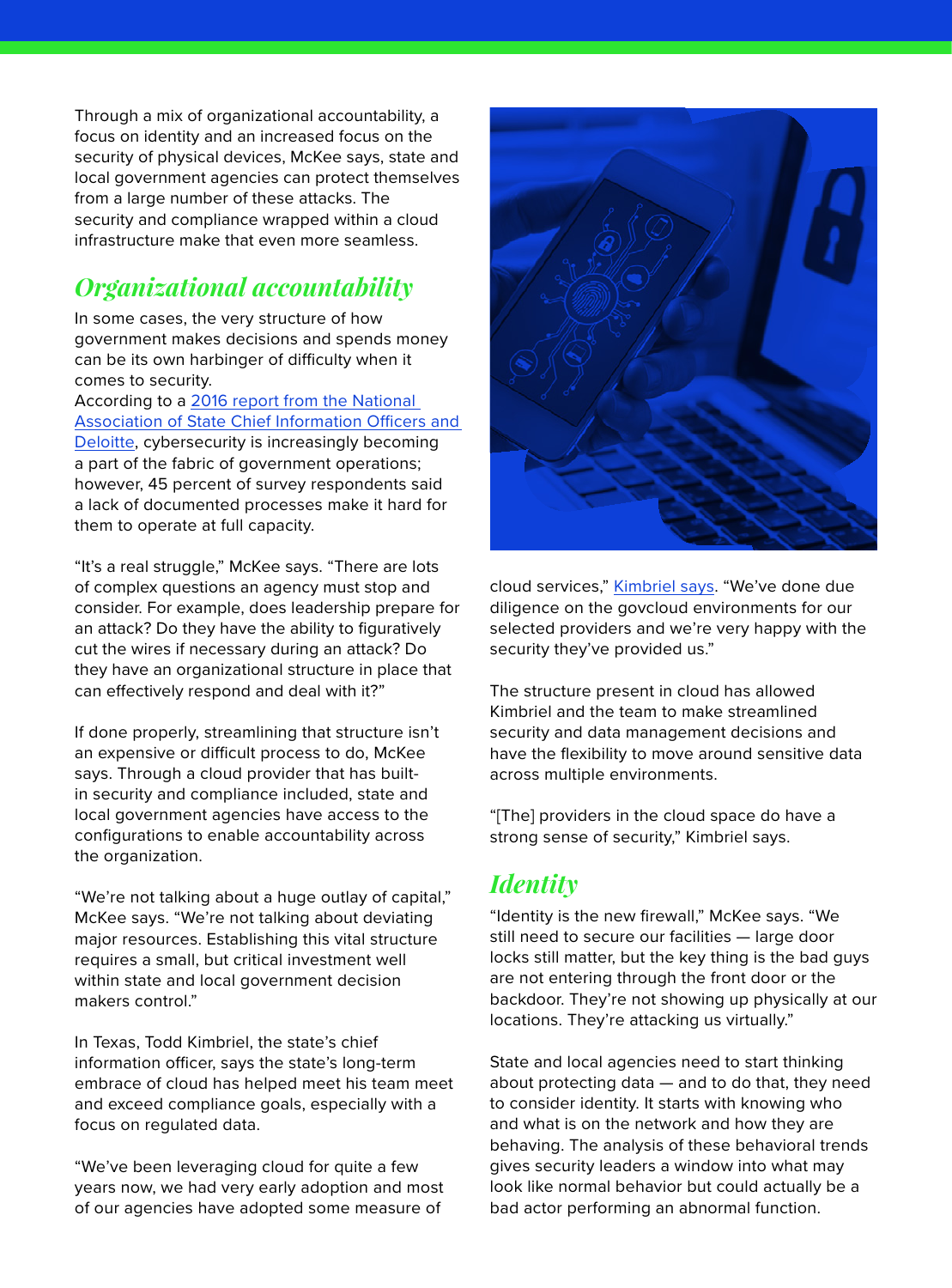Through a mix of organizational accountability, a focus on identity and an increased focus on the security of physical devices, McKee says, state and local government agencies can protect themselves from a large number of these attacks. The security and compliance wrapped within a cloud infrastructure make that even more seamless.

## *Organizational accountability*

In some cases, the very structure of how government makes decisions and spends money can be its own harbinger of difficulty when it comes to security.

According to a [2016 report from the National Association of State Chief Information Officers and Deloitte](), cybersecurity is increasingly becoming a part of the fabric of government operations; however, 45 percent of survey respondents said a lack of documented processes make it hard for them to operate at full capacity.

"It's a real struggle," McKee says. "There are lots of complex questions an agency must stop and consider. For example, does leadership prepare for an attack? Do they have the ability to figuratively cut the wires if necessary during an attack? Do they have an organizational structure in place that can effectively respond and deal with it?"

If done properly, streamlining that structure isn't an expensive or difficult process to do, McKee says. Through a cloud provider that has built-in security and compliance included, state and local government agencies have access to the configurations to enable accountability across the organization.

"We're not talking about a huge outlay of capital," McKee says. "We're not talking about deviating major resources. Establishing this vital structure requires a small, but critical investment well within state and local government decision makers control."

In Texas, Todd Kimbriel, the state's chief information officer, says the state's long-term embrace of cloud has helped meet his team meet and exceed compliance goals, especially with a focus on regulated data.

"We've been leveraging cloud for quite a few years now, we had very early adoption and most of our agencies have adopted some measure of cloud services," [Kimbriel says](). "We've done due diligence on the govcloud environments for our selected providers and we're very happy with the security they've provided us."

The structure present in cloud has allowed Kimbriel and the team to make streamlined security and data management decisions and have the flexibility to move around sensitive data across multiple environments.

"[The] providers in the cloud space do have a strong sense of security," Kimbriel says.

## *Identity*

"Identity is the new firewall," McKee says. "We still need to secure our facilities — large door locks still matter, but the key thing is the bad guys are not entering through the front door or the backdoor. They're not showing up physically at our locations. They're attacking us virtually."

State and local agencies need to start thinking about protecting data — and to do that, they need to consider identity. It starts with knowing who and what is on the network and how they are behaving. The analysis of these behavioral trends gives security leaders a window into what may look like normal behavior but could actually be a bad actor performing an abnormal function.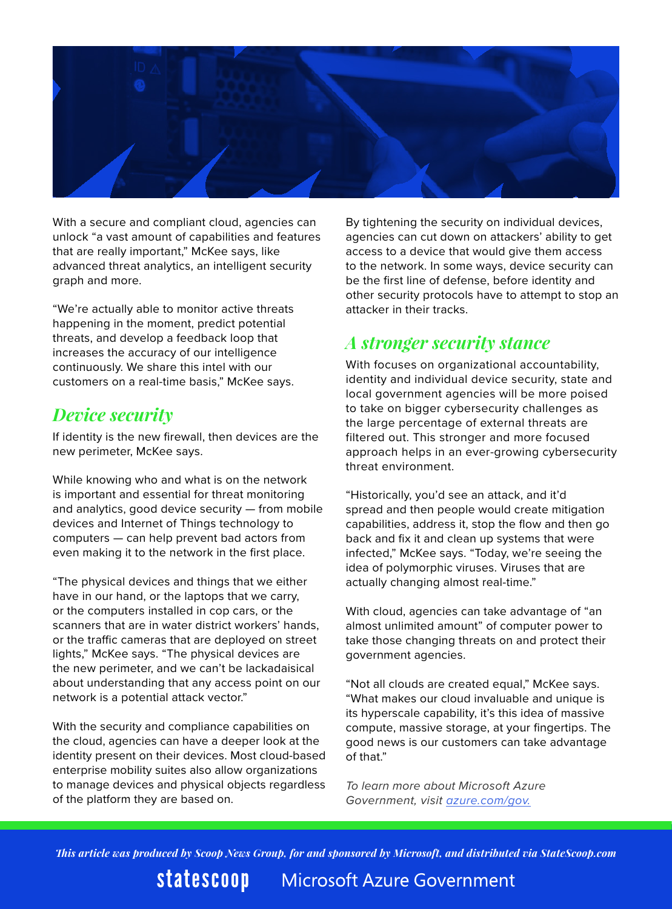With a secure and compliant cloud, agencies can unlock "a vast amount of capabilities and features that are really important," McKee says, like advanced threat analytics, an intelligent security graph and more.

"We're actually able to monitor active threats happening in the moment, predict potential threats, and develop a feedback loop that increases the accuracy of our intelligence continuously. We share this intel with our customers on a real-time basis," McKee says.

## *Device security*

If identity is the new firewall, then devices are the new perimeter, McKee says.

While knowing who and what is on the network is important and essential for threat monitoring and analytics, good device security — from mobile devices and Internet of Things technology to computers — can help prevent bad actors from even making it to the network in the first place.

"The physical devices and things that we either have in our hand, or the laptops that we carry, or the computers installed in cop cars, or the scanners that are in water district workers' hands, or the traffic cameras that are deployed on street lights," McKee says. "The physical devices are the new perimeter, and we can't be lackadaisical about understanding that any access point on our network is a potential attack vector."

With the security and compliance capabilities on the cloud, agencies can have a deeper look at the identity present on their devices. Most cloud-based enterprise mobility suites also allow organizations to manage devices and physical objects regardless of the platform they are based on.

By tightening the security on individual devices, agencies can cut down on attackers' ability to get access to a device that would give them access to the network. In some ways, device security can be the first line of defense, before identity and other security protocols have to attempt to stop an attacker in their tracks.

## *A stronger security stance*

With focuses on organizational accountability, identity and individual device security, state and local government agencies will be more poised to take on bigger cybersecurity challenges as the large percentage of external threats are filtered out. This stronger and more focused approach helps in an ever-growing cybersecurity threat environment.

"Historically, you'd see an attack, and it'd spread and then people would create mitigation capabilities, address it, stop the flow and then go back and fix it and clean up systems that were infected," McKee says. "Today, we're seeing the idea of polymorphic viruses. Viruses that are actually changing almost real-time."

With cloud, agencies can take advantage of "an almost unlimited amount" of computer power to take those changing threats on and protect their government agencies.

"Not all clouds are created equal," McKee says. "What makes our cloud invaluable and unique is its hyperscale capability, it's this idea of massive compute, massive storage, at your fingertips. The good news is our customers can take advantage of that."

*To learn more about Microsoft Azure Government, visit [azure.com/gov.](azure.com/gov)*

*This article was produced by Scoop News Group, for and sponsored by Microsoft, and distributed via StateScoop.com*

statescoop    Microsoft Azure Government